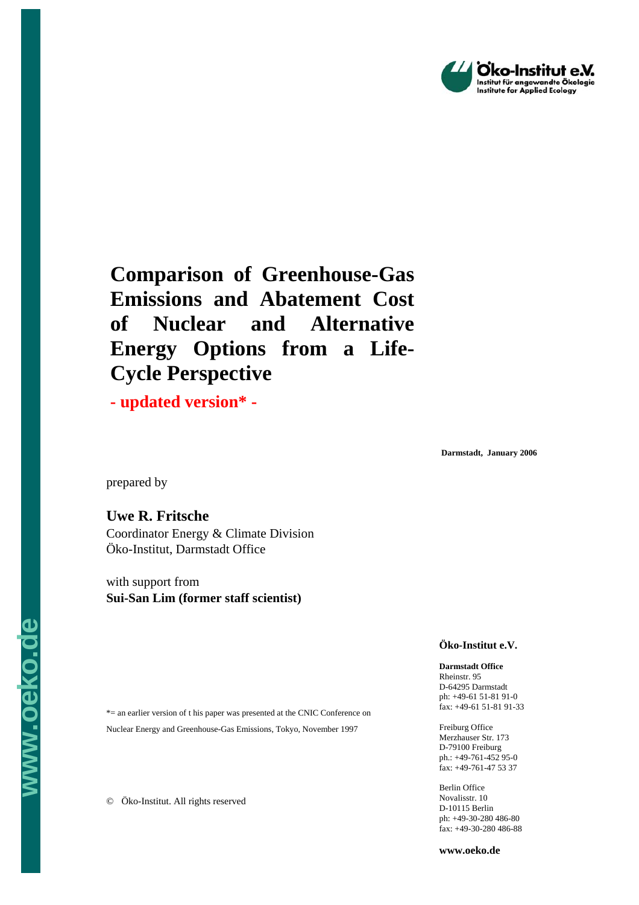Öko-Institut e.V.
Institut für angewandte Ökologie
Institute for Applied Ecology

# Comparison of Greenhouse-Gas Emissions and Abatement Cost of Nuclear and Alternative Energy Options from a Life-Cycle Perspective

**- updated version* -**

**Darmstadt, January 2006**

prepared by

**Uwe R. Fritsche**
Coordinator Energy & Climate Division
Öko-Institut, Darmstadt Office

with support from
**Sui-San Lim (former staff scientist)**

*= an earlier version of t his paper was presented at the CNIC Conference on Nuclear Energy and Greenhouse-Gas Emissions, Tokyo, November 1997

© Öko-Institut. All rights reserved

**Öko-Institut e.V.**

**Darmstadt Office**
Rheinstr. 95
D-64295 Darmstadt
ph: +49-61 51-81 91-0
fax: +49-61 51-81 91-33

Freiburg Office
Merzhauser Str. 173
D-79100 Freiburg
ph.: +49-761-452 95-0
fax: +49-761-47 53 37

Berlin Office
Novalisstr. 10
D-10115 Berlin
ph: +49-30-280 486-80
fax: +49-30-280 486-88

**www.oeko.de**

www.oeko.de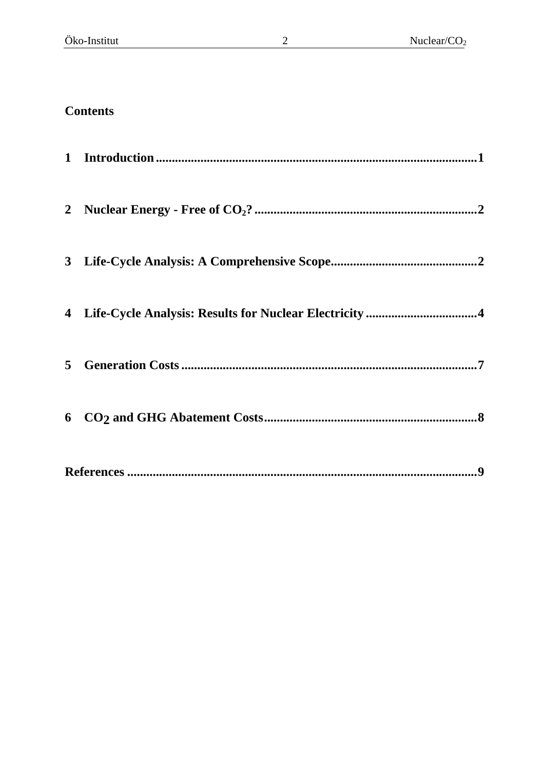## Contents

**1 Introduction....................................................................................................1**

**2 Nuclear Energy - Free of $CO_2$?.....................................................................2**

**3 Life-Cycle Analysis: A Comprehensive Scope.............................................2**

**4 Life-Cycle Analysis: Results for Nuclear Electricity...................................4**

**5 Generation Costs............................................................................................7**

**6 $CO_2$ and GHG Abatement Costs..................................................................8**

**References............................................................................................................9**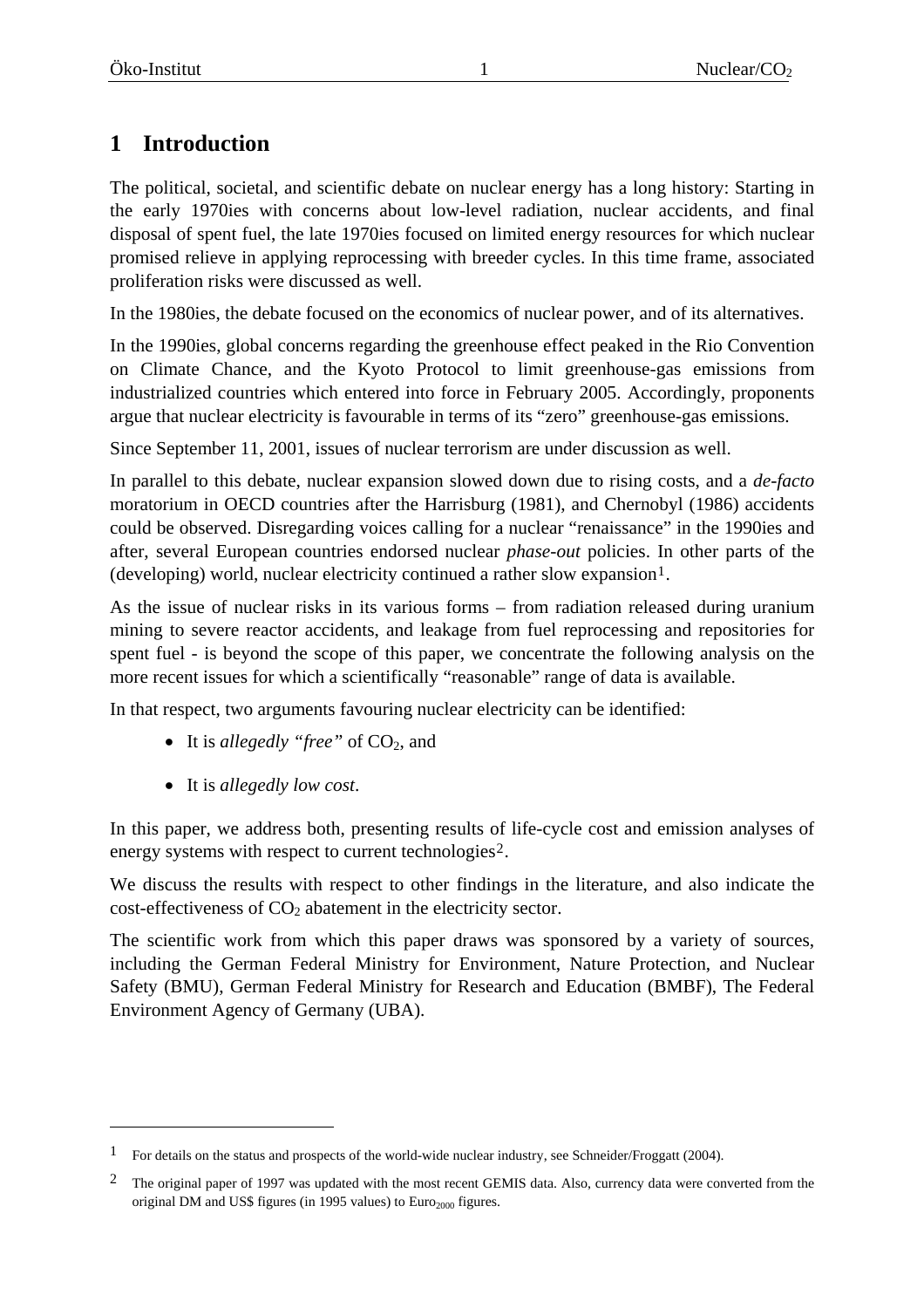# 1 Introduction

The political, societal, and scientific debate on nuclear energy has a long history: Starting in the early 1970ies with concerns about low-level radiation, nuclear accidents, and final disposal of spent fuel, the late 1970ies focused on limited energy resources for which nuclear promised relieve in applying reprocessing with breeder cycles. In this time frame, associated proliferation risks were discussed as well.

In the 1980ies, the debate focused on the economics of nuclear power, and of its alternatives.

In the 1990ies, global concerns regarding the greenhouse effect peaked in the Rio Convention on Climate Chance, and the Kyoto Protocol to limit greenhouse-gas emissions from industrialized countries which entered into force in February 2005. Accordingly, proponents argue that nuclear electricity is favourable in terms of its "zero" greenhouse-gas emissions.

Since September 11, 2001, issues of nuclear terrorism are under discussion as well.

In parallel to this debate, nuclear expansion slowed down due to rising costs, and a *de-facto* moratorium in OECD countries after the Harrisburg (1981), and Chernobyl (1986) accidents could be observed. Disregarding voices calling for a nuclear "renaissance" in the 1990ies and after, several European countries endorsed nuclear *phase-out* policies. In other parts of the (developing) world, nuclear electricity continued a rather slow expansion[1].

As the issue of nuclear risks in its various forms – from radiation released during uranium mining to severe reactor accidents, and leakage from fuel reprocessing and repositories for spent fuel - is beyond the scope of this paper, we concentrate the following analysis on the more recent issues for which a scientifically "reasonable" range of data is available.

In that respect, two arguments favouring nuclear electricity can be identified:

- It is *allegedly "free"* of $CO_2$, and
- It is *allegedly low cost*.

In this paper, we address both, presenting results of life-cycle cost and emission analyses of energy systems with respect to current technologies[2].

We discuss the results with respect to other findings in the literature, and also indicate the cost-effectiveness of $CO_2$ abatement in the electricity sector.

The scientific work from which this paper draws was sponsored by a variety of sources, including the German Federal Ministry for Environment, Nature Protection, and Nuclear Safety (BMU), German Federal Ministry for Research and Education (BMBF), The Federal Environment Agency of Germany (UBA).

---

[1] For details on the status and prospects of the world-wide nuclear industry, see Schneider/Froggatt (2004).

[2] The original paper of 1997 was updated with the most recent GEMIS data. Also, currency data were converted from the original DM and US$ figures (in 1995 values) to $Euro_{2000}$ figures.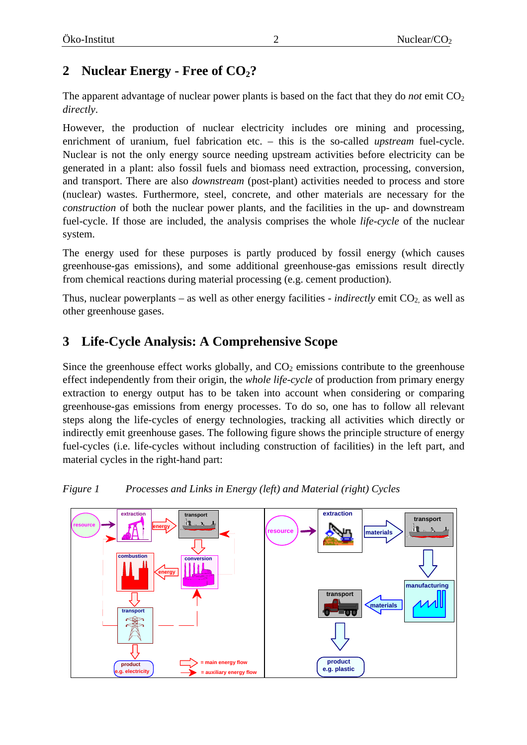## 2 Nuclear Energy - Free of $CO_2$?

The apparent advantage of nuclear power plants is based on the fact that they do *not* emit $CO_2$ *directly*.

However, the production of nuclear electricity includes ore mining and processing, enrichment of uranium, fuel fabrication etc. – this is the so-called *upstream* fuel-cycle. Nuclear is not the only energy source needing upstream activities before electricity can be generated in a plant: also fossil fuels and biomass need extraction, processing, conversion, and transport. There are also *downstream* (post-plant) activities needed to process and store (nuclear) wastes. Furthermore, steel, concrete, and other materials are necessary for the *construction* of both the nuclear power plants, and the facilities in the up- and downstream fuel-cycle. If those are included, the analysis comprises the whole *life-cycle* of the nuclear system.

The energy used for these purposes is partly produced by fossil energy (which causes greenhouse-gas emissions), and some additional greenhouse-gas emissions result directly from chemical reactions during material processing (e.g. cement production).

Thus, nuclear powerplants – as well as other energy facilities - *indirectly* emit $CO_2$, as well as other greenhouse gases.

## 3 Life-Cycle Analysis: A Comprehensive Scope

Since the greenhouse effect works globally, and $CO_2$ emissions contribute to the greenhouse effect independently from their origin, the *whole life-cycle* of production from primary energy extraction to energy output has to be taken into account when considering or comparing greenhouse-gas emissions from energy processes. To do so, one has to follow all relevant steps along the life-cycles of energy technologies, tracking all activities which directly or indirectly emit greenhouse gases. The following figure shows the principle structure of energy fuel-cycles (i.e. life-cycles without including construction of facilities) in the left part, and material cycles in the right-hand part:

*Figure 1 Processes and Links in Energy (left) and Material (right) Cycles*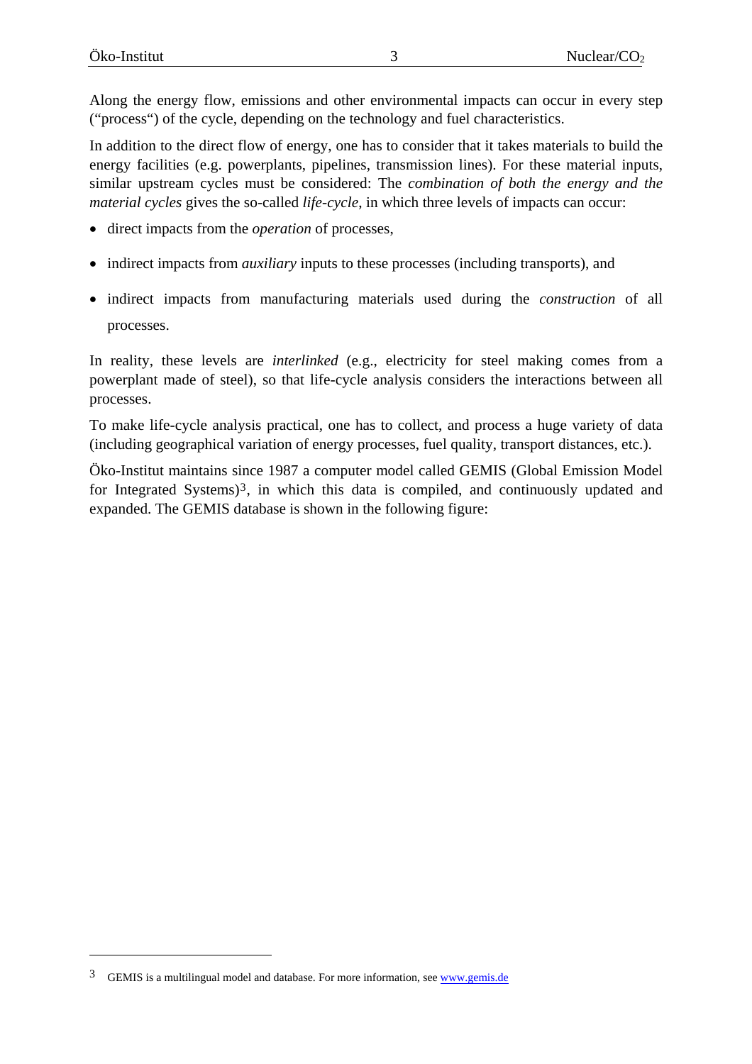Along the energy flow, emissions and other environmental impacts can occur in every step ("process“) of the cycle, depending on the technology and fuel characteristics.

In addition to the direct flow of energy, one has to consider that it takes materials to build the energy facilities (e.g. powerplants, pipelines, transmission lines). For these material inputs, similar upstream cycles must be considered: The *combination of both the energy and the material cycles* gives the so-called *life-cycle*, in which three levels of impacts can occur:

- direct impacts from the *operation* of processes,
- indirect impacts from *auxiliary* inputs to these processes (including transports), and
- indirect impacts from manufacturing materials used during the *construction* of all processes.

In reality, these levels are *interlinked* (e.g., electricity for steel making comes from a powerplant made of steel), so that life-cycle analysis considers the interactions between all processes.

To make life-cycle analysis practical, one has to collect, and process a huge variety of data (including geographical variation of energy processes, fuel quality, transport distances, etc.).

Öko-Institut maintains since 1987 a computer model called GEMIS (Global Emission Model for Integrated Systems)[3], in which this data is compiled, and continuously updated and expanded. The GEMIS database is shown in the following figure:

---

[3] GEMIS is a multilingual model and database. For more information, see www.gemis.de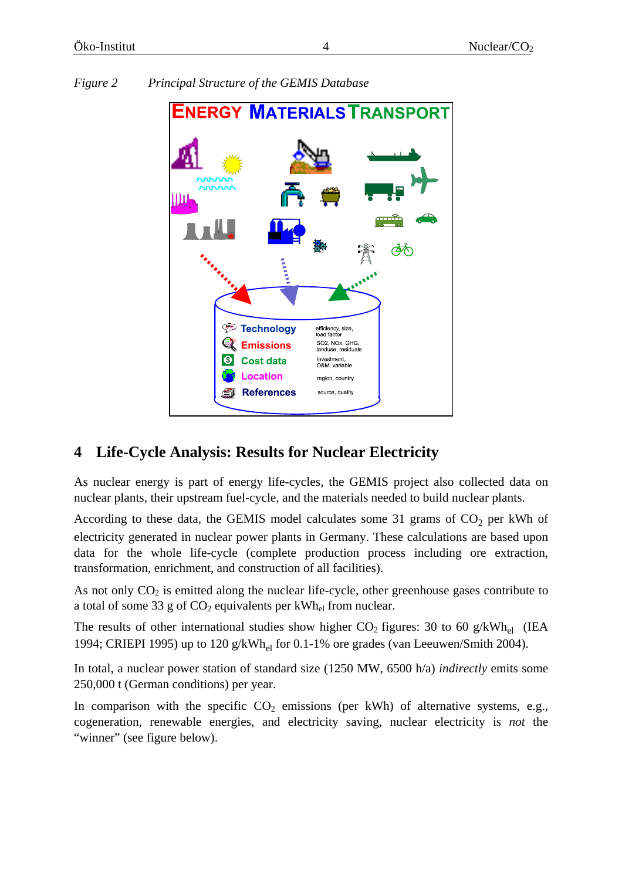*Figure 2        Principal Structure of the GEMIS Database*

ENERGY MATERIALS TRANSPORT

| | |
|---|---|
| Technology | efficiency, size, load factor |
| Emissions | SO2, NOx, GHG, landuse, residuals |
| Cost data | Investment, O&M, variable |
| Location | region, country |
| References | source, quality |

## 4 Life-Cycle Analysis: Results for Nuclear Electricity

As nuclear energy is part of energy life-cycles, the GEMIS project also collected data on nuclear plants, their upstream fuel-cycle, and the materials needed to build nuclear plants.

According to these data, the GEMIS model calculates some 31 grams of $CO_2$ per kWh of electricity generated in nuclear power plants in Germany. These calculations are based upon data for the whole life-cycle (complete production process including ore extraction, transformation, enrichment, and construction of all facilities).

As not only $CO_2$ is emitted along the nuclear life-cycle, other greenhouse gases contribute to a total of some 33 g of $CO_2$ equivalents per $kWh_{el}$ from nuclear.

The results of other international studies show higher $CO_2$ figures: 30 to 60 $g/kWh_{el}$ (IEA 1994; CRIEPI 1995) up to 120 $g/kWh_{el}$ for 0.1-1% ore grades (van Leeuwen/Smith 2004).

In total, a nuclear power station of standard size (1250 MW, 6500 h/a) *indirectly* emits some 250,000 t (German conditions) per year.

In comparison with the specific $CO_2$ emissions (per kWh) of alternative systems, e.g., cogeneration, renewable energies, and electricity saving, nuclear electricity is *not* the “winner” (see figure below).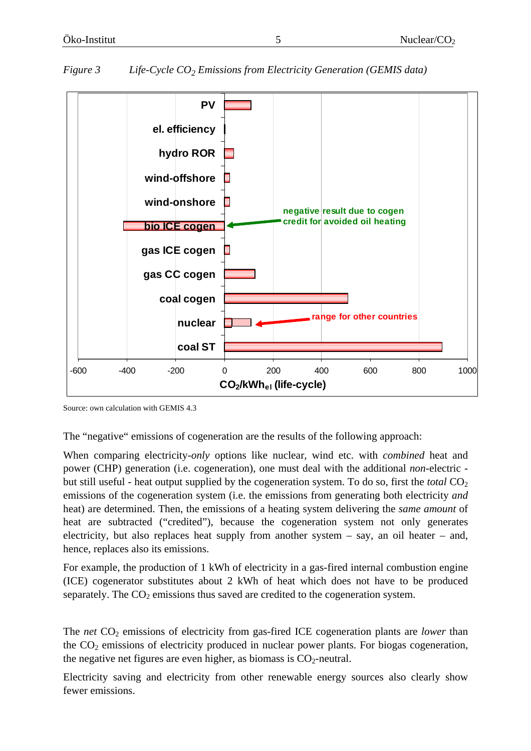*Figure 3  Life-Cycle $CO_2$ Emissions from Electricity Generation (GEMIS data)*

Source: own calculation with GEMIS 4.3

The "negative" emissions of cogeneration are the results of the following approach:

When comparing electricity-*only* options like nuclear, wind etc. with *combined* heat and power (CHP) generation (i.e. cogeneration), one must deal with the additional *non*-electric - but still useful - heat output supplied by the cogeneration system. To do so, first the *total* $CO_2$ emissions of the cogeneration system (i.e. the emissions from generating both electricity *and* heat) are determined. Then, the emissions of a heating system delivering the *same amount* of heat are subtracted ("credited"), because the cogeneration system not only generates electricity, but also replaces heat supply from another system – say, an oil heater – and, hence, replaces also its emissions.

For example, the production of 1 kWh of electricity in a gas-fired internal combustion engine (ICE) cogenerator substitutes about 2 kWh of heat which does not have to be produced separately. The $CO_2$ emissions thus saved are credited to the cogeneration system.

The *net* $CO_2$ emissions of electricity from gas-fired ICE cogeneration plants are *lower* than the $CO_2$ emissions of electricity produced in nuclear power plants. For biogas cogeneration, the negative net figures are even higher, as biomass is $CO_2$-neutral.

Electricity saving and electricity from other renewable energy sources also clearly show fewer emissions.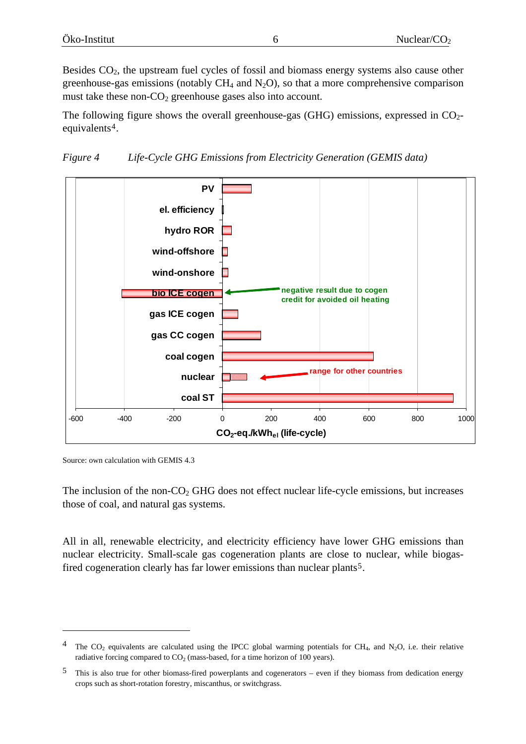Besides $CO_2$, the upstream fuel cycles of fossil and biomass energy systems also cause other greenhouse-gas emissions (notably $CH_4$ and $N_2O$), so that a more comprehensive comparison must take these non-$CO_2$ greenhouse gases also into account.

The following figure shows the overall greenhouse-gas (GHG) emissions, expressed in $CO_2$-equivalents[4].

*Figure 4 Life-Cycle GHG Emissions from Electricity Generation (GEMIS data)*

Source: own calculation with GEMIS 4.3

The inclusion of the non-$CO_2$ GHG does not effect nuclear life-cycle emissions, but increases those of coal, and natural gas systems.

All in all, renewable electricity, and electricity efficiency have lower GHG emissions than nuclear electricity. Small-scale gas cogeneration plants are close to nuclear, while biogas-fired cogeneration clearly has far lower emissions than nuclear plants[5].

---

[4] The $CO_2$ equivalents are calculated using the IPCC global warming potentials for $CH_4$, and $N_2O$, i.e. their relative radiative forcing compared to $CO_2$ (mass-based, for a time horizon of 100 years).

[5] This is also true for other biomass-fired powerplants and cogenerators – even if they biomass from dedication energy crops such as short-rotation forestry, miscanthus, or switchgrass.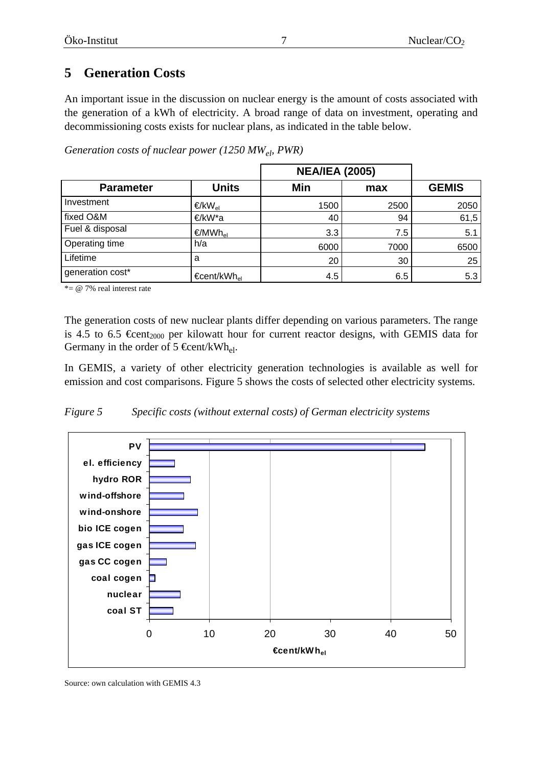## 5 Generation Costs

An important issue in the discussion on nuclear energy is the amount of costs associated with the generation of a kWh of electricity. A broad range of data on investment, operating and decommissioning costs exists for nuclear plans, as indicated in the table below.

*Generation costs of nuclear power (1250 $MW_{el}$, PWR)*

| | | NEA/IEA (2005) | | |
|---|---|---|---|---|
| **Parameter** | **Units** | **Min** | **max** | **GEMIS** |
| Investment | €/$kW_{el}$ | 1500 | 2500 | 2050 |
| fixed O&M | €/kW*a | 40 | 94 | 61,5 |
| Fuel & disposal | €/$MWh_{el}$ | 3.3 | 7.5 | 5.1 |
| Operating time | h/a | 6000 | 7000 | 6500 |
| Lifetime | a | 20 | 30 | 25 |
| generation cost* | €cent/$kWh_{el}$ | 4.5 | 6.5 | 5.3 |

*= @ 7% real interest rate

The generation costs of new nuclear plants differ depending on various parameters. The range is 4.5 to 6.5 $€cent_{2000}$ per kilowatt hour for current reactor designs, with GEMIS data for Germany in the order of 5 €cent/$kWh_{el}$.

In GEMIS, a variety of other electricity generation technologies is available as well for emission and cost comparisons. Figure 5 shows the costs of selected other electricity systems.

*Figure 5 Specific costs (without external costs) of German electricity systems*

Source: own calculation with GEMIS 4.3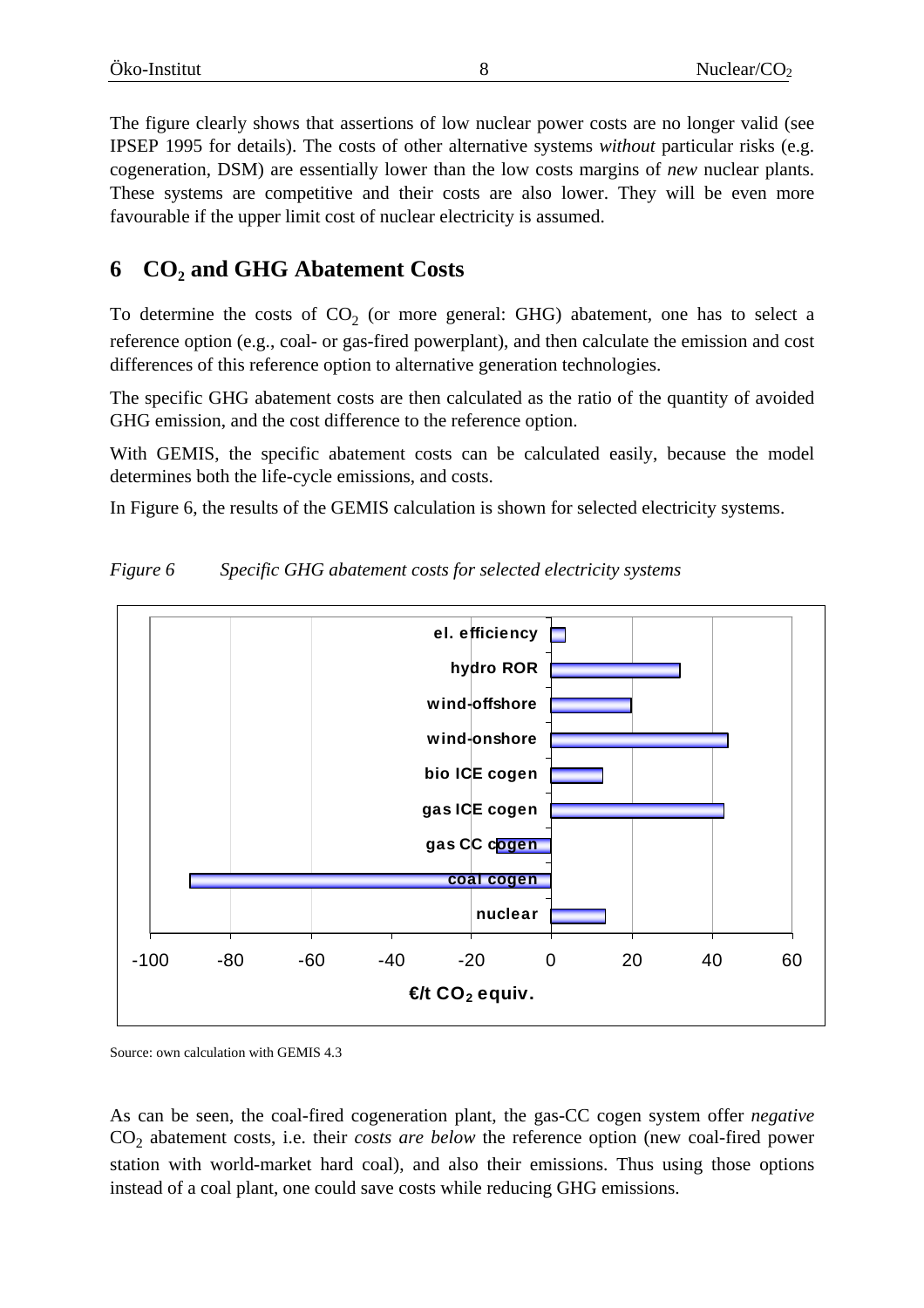The figure clearly shows that assertions of low nuclear power costs are no longer valid (see IPSEP 1995 for details). The costs of other alternative systems *without* particular risks (e.g. cogeneration, DSM) are essentially lower than the low costs margins of *new* nuclear plants. These systems are competitive and their costs are also lower. They will be even more favourable if the upper limit cost of nuclear electricity is assumed.

## 6 $CO_2$ and GHG Abatement Costs

To determine the costs of $CO_2$ (or more general: GHG) abatement, one has to select a reference option (e.g., coal- or gas-fired powerplant), and then calculate the emission and cost differences of this reference option to alternative generation technologies.

The specific GHG abatement costs are then calculated as the ratio of the quantity of avoided GHG emission, and the cost difference to the reference option.

With GEMIS, the specific abatement costs can be calculated easily, because the model determines both the life-cycle emissions, and costs.

In Figure 6, the results of the GEMIS calculation is shown for selected electricity systems.

*Figure 6 Specific GHG abatement costs for selected electricity systems*

Source: own calculation with GEMIS 4.3

As can be seen, the coal-fired cogeneration plant, the gas-CC cogen system offer *negative* $CO_2$ abatement costs, i.e. their *costs are below* the reference option (new coal-fired power station with world-market hard coal), and also their emissions. Thus using those options instead of a coal plant, one could save costs while reducing GHG emissions.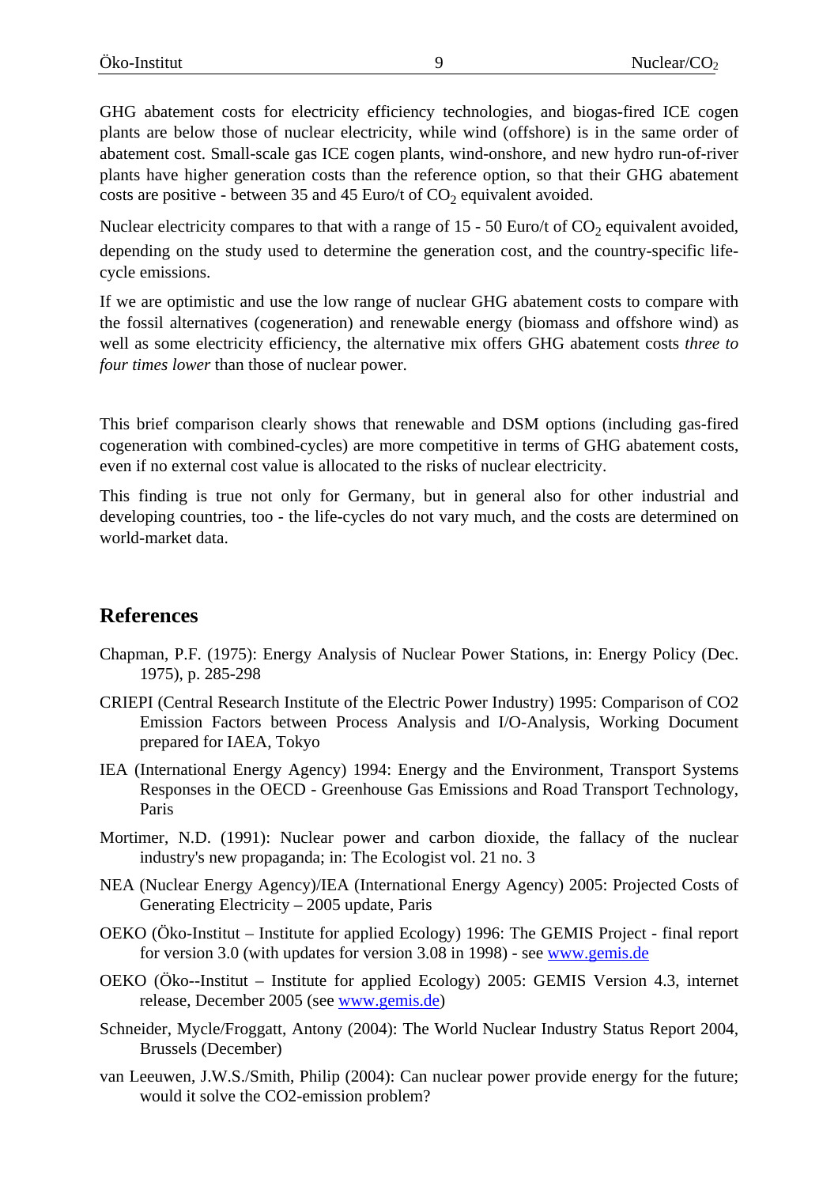GHG abatement costs for electricity efficiency technologies, and biogas-fired ICE cogen plants are below those of nuclear electricity, while wind (offshore) is in the same order of abatement cost. Small-scale gas ICE cogen plants, wind-onshore, and new hydro run-of-river plants have higher generation costs than the reference option, so that their GHG abatement costs are positive - between 35 and 45 Euro/t of $CO_2$ equivalent avoided.

Nuclear electricity compares to that with a range of 15 - 50 Euro/t of $CO_2$ equivalent avoided, depending on the study used to determine the generation cost, and the country-specific life-cycle emissions.

If we are optimistic and use the low range of nuclear GHG abatement costs to compare with the fossil alternatives (cogeneration) and renewable energy (biomass and offshore wind) as well as some electricity efficiency, the alternative mix offers GHG abatement costs *three to four times lower* than those of nuclear power.

This brief comparison clearly shows that renewable and DSM options (including gas-fired cogeneration with combined-cycles) are more competitive in terms of GHG abatement costs, even if no external cost value is allocated to the risks of nuclear electricity.

This finding is true not only for Germany, but in general also for other industrial and developing countries, too - the life-cycles do not vary much, and the costs are determined on world-market data.

## References

Chapman, P.F. (1975): Energy Analysis of Nuclear Power Stations, in: Energy Policy (Dec. 1975), p. 285-298

CRIEPI (Central Research Institute of the Electric Power Industry) 1995: Comparison of CO2 Emission Factors between Process Analysis and I/O-Analysis, Working Document prepared for IAEA, Tokyo

IEA (International Energy Agency) 1994: Energy and the Environment, Transport Systems Responses in the OECD - Greenhouse Gas Emissions and Road Transport Technology, Paris

Mortimer, N.D. (1991): Nuclear power and carbon dioxide, the fallacy of the nuclear industry's new propaganda; in: The Ecologist vol. 21 no. 3

NEA (Nuclear Energy Agency)/IEA (International Energy Agency) 2005: Projected Costs of Generating Electricity – 2005 update, Paris

OEKO (Öko-Institut – Institute for applied Ecology) 1996: The GEMIS Project - final report for version 3.0 (with updates for version 3.08 in 1998) - see www.gemis.de

OEKO (Öko--Institut – Institute for applied Ecology) 2005: GEMIS Version 4.3, internet release, December 2005 (see www.gemis.de)

Schneider, Mycle/Froggatt, Antony (2004): The World Nuclear Industry Status Report 2004, Brussels (December)

van Leeuwen, J.W.S./Smith, Philip (2004): Can nuclear power provide energy for the future; would it solve the CO2-emission problem?